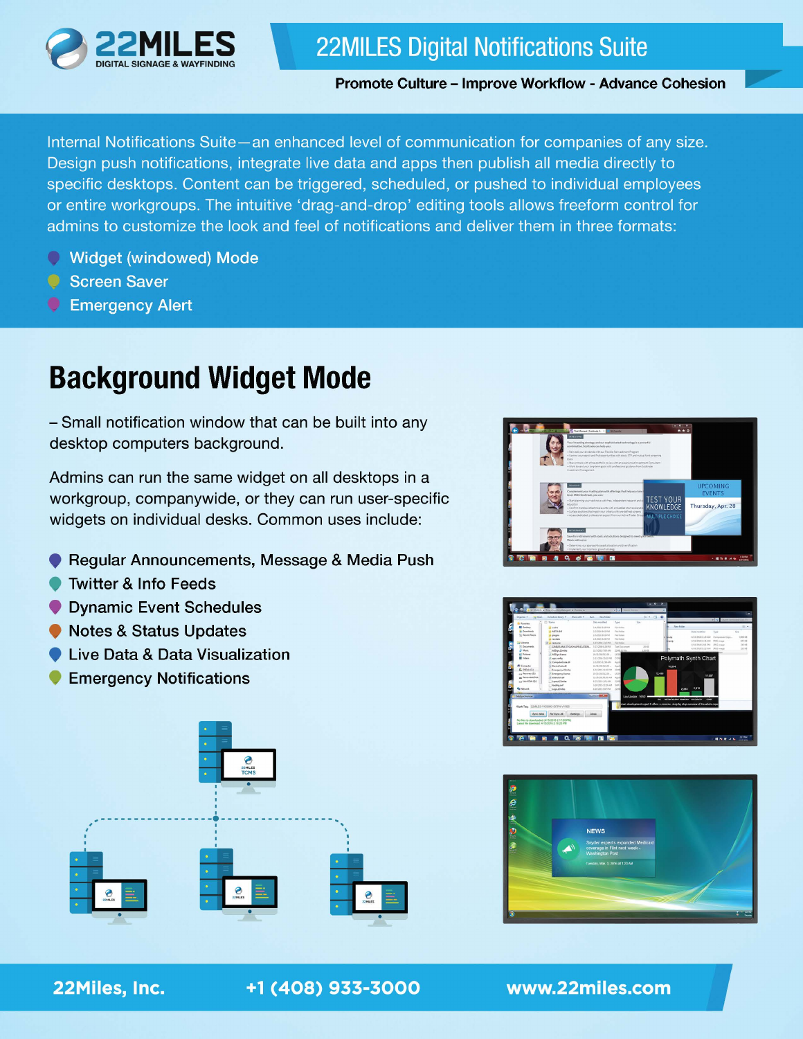# 22MILES Digital Notifications Suite

**Promote Culture – Improve Workflow - Advance Cohesion**

Internal Notifications Suite—an enhanced level of communication for companies of any size. Design push notifications, integrate live data and apps then publish all media directly to specific desktops. Content can be triggered, scheduled, or pushed to individual employees or entire workgroups. The intuitive 'drag-and-drop' editing tools allows freeform control for admins to customize the look and feel of notifications and deliver them in three formats:

- Widget (windowed) Mode
- Screen Saver
- Emergency Alert

## Background Widget Mode

– Small notification window that can be built into any desktop computers background.

Admins can run the same widget on all desktops in a workgroup, companywide, or they can run user-specific widgets on individual desks. Common uses include:

- Regular Announcements, Message & Media Push
- Twitter & Info Feeds
- Dynamic Event Schedules
- Notes & Status Updates
- Live Data & Data Visualization
- Emergency Notifications

22Miles, Inc. +1 (408) 933-3000 www.22miles.com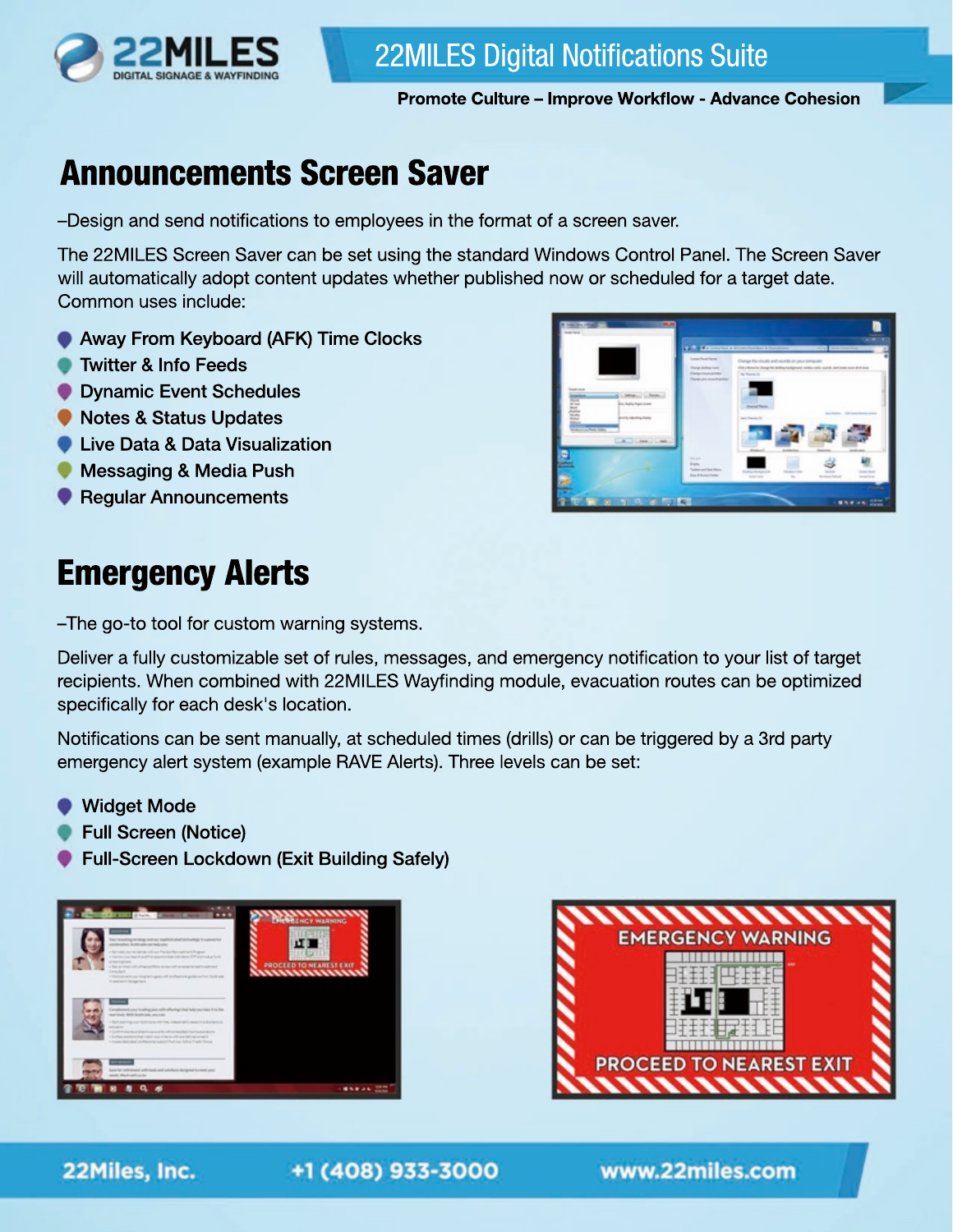# 22MILES Digital Notifications Suite

**Promote Culture – Improve Workflow - Advance Cohesion**

## Announcements Screen Saver

–Design and send notifications to employees in the format of a screen saver.

The 22MILES Screen Saver can be set using the standard Windows Control Panel. The Screen Saver will automatically adopt content updates whether published now or scheduled for a target date. Common uses include:

- Away From Keyboard (AFK) Time Clocks
- Twitter & Info Feeds
- Dynamic Event Schedules
- Notes & Status Updates
- Live Data & Data Visualization
- Messaging & Media Push
- Regular Announcements

## Emergency Alerts

–The go-to tool for custom warning systems.

Deliver a fully customizable set of rules, messages, and emergency notification to your list of target recipients. When combined with 22MILES Wayfinding module, evacuation routes can be optimized specifically for each desk's location.

Notifications can be sent manually, at scheduled times (drills) or can be triggered by a 3rd party emergency alert system (example RAVE Alerts). Three levels can be set:

- Widget Mode
- Full Screen (Notice)
- Full-Screen Lockdown (Exit Building Safely)

EMERGENCY WARNING

PROCEED TO NEAREST EXIT

22Miles, Inc. +1 (408) 933-3000 www.22miles.com